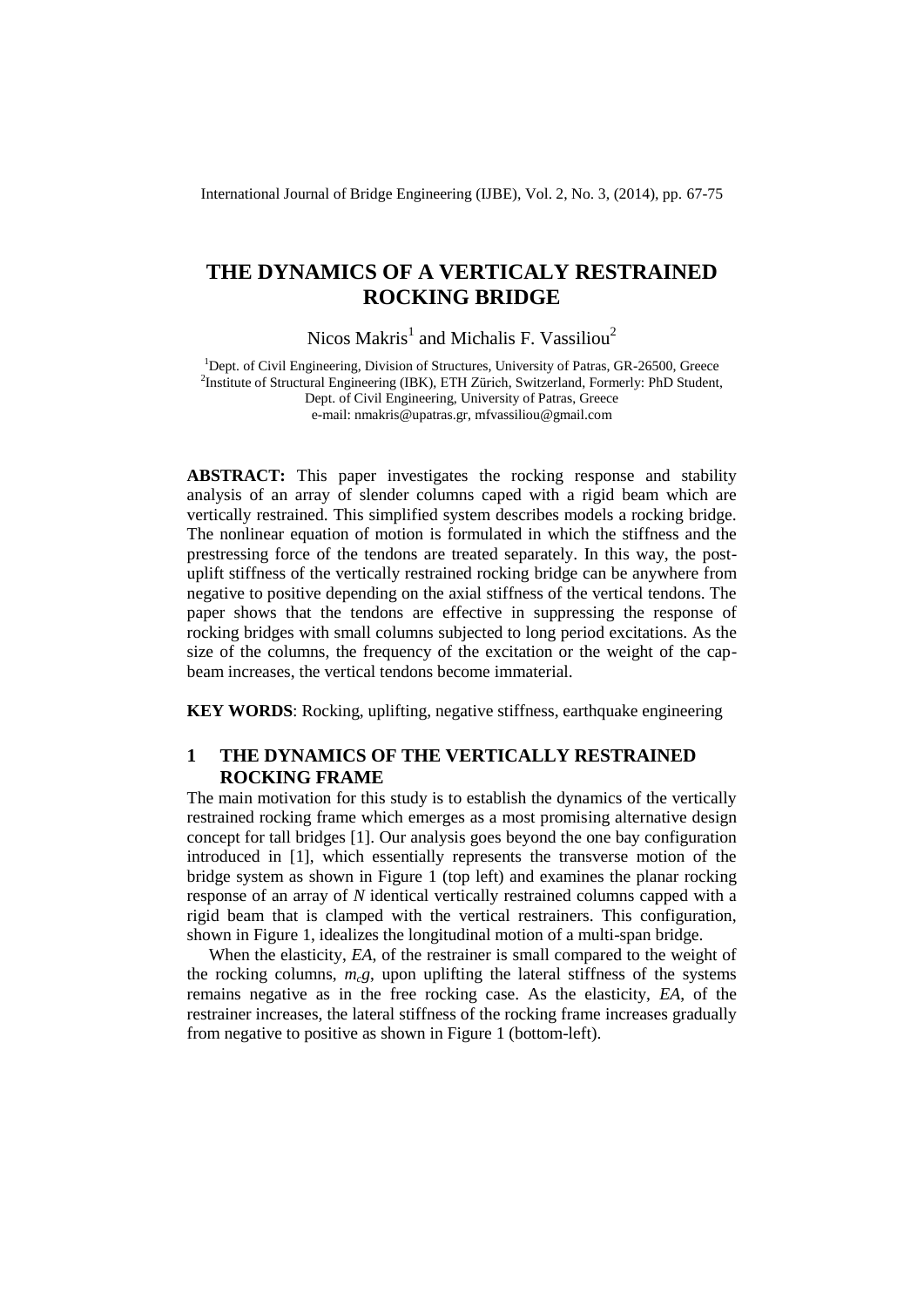# THE DYNAMICS OF A VERTICALY RESTRAINED ROCKING BRIDGE

Nicos Makris[1] and Michalis F. Vassiliou[2]

[1]Dept. of Civil Engineering, Division of Structures, University of Patras, GR-26500, Greece
[2]Institute of Structural Engineering (IBK), ETH Zürich, Switzerland, Formerly: PhD Student, Dept. of Civil Engineering, University of Patras, Greece
e-mail: nmakris@upatras.gr, mfvassiliou@gmail.com

**ABSTRACT:** This paper investigates the rocking response and stability analysis of an array of slender columns caped with a rigid beam which are vertically restrained. This simplified system describes models a rocking bridge. The nonlinear equation of motion is formulated in which the stiffness and the prestressing force of the tendons are treated separately. In this way, the post-uplift stiffness of the vertically restrained rocking bridge can be anywhere from negative to positive depending on the axial stiffness of the vertical tendons. The paper shows that the tendons are effective in suppressing the response of rocking bridges with small columns subjected to long period excitations. As the size of the columns, the frequency of the excitation or the weight of the cap-beam increases, the vertical tendons become immaterial.

**KEY WORDS**: Rocking, uplifting, negative stiffness, earthquake engineering

## 1 THE DYNAMICS OF THE VERTICALLY RESTRAINED ROCKING FRAME

The main motivation for this study is to establish the dynamics of the vertically restrained rocking frame which emerges as a most promising alternative design concept for tall bridges [1]. Our analysis goes beyond the one bay configuration introduced in [1], which essentially represents the transverse motion of the bridge system as shown in Figure 1 (top left) and examines the planar rocking response of an array of *N* identical vertically restrained columns capped with a rigid beam that is clamped with the vertical restrainers. This configuration, shown in Figure 1, idealizes the longitudinal motion of a multi-span bridge.

When the elasticity, $EA$, of the restrainer is small compared to the weight of the rocking columns, $m_c g$, upon uplifting the lateral stiffness of the systems remains negative as in the free rocking case. As the elasticity, $EA$, of the restrainer increases, the lateral stiffness of the rocking frame increases gradually from negative to positive as shown in Figure 1 (bottom-left).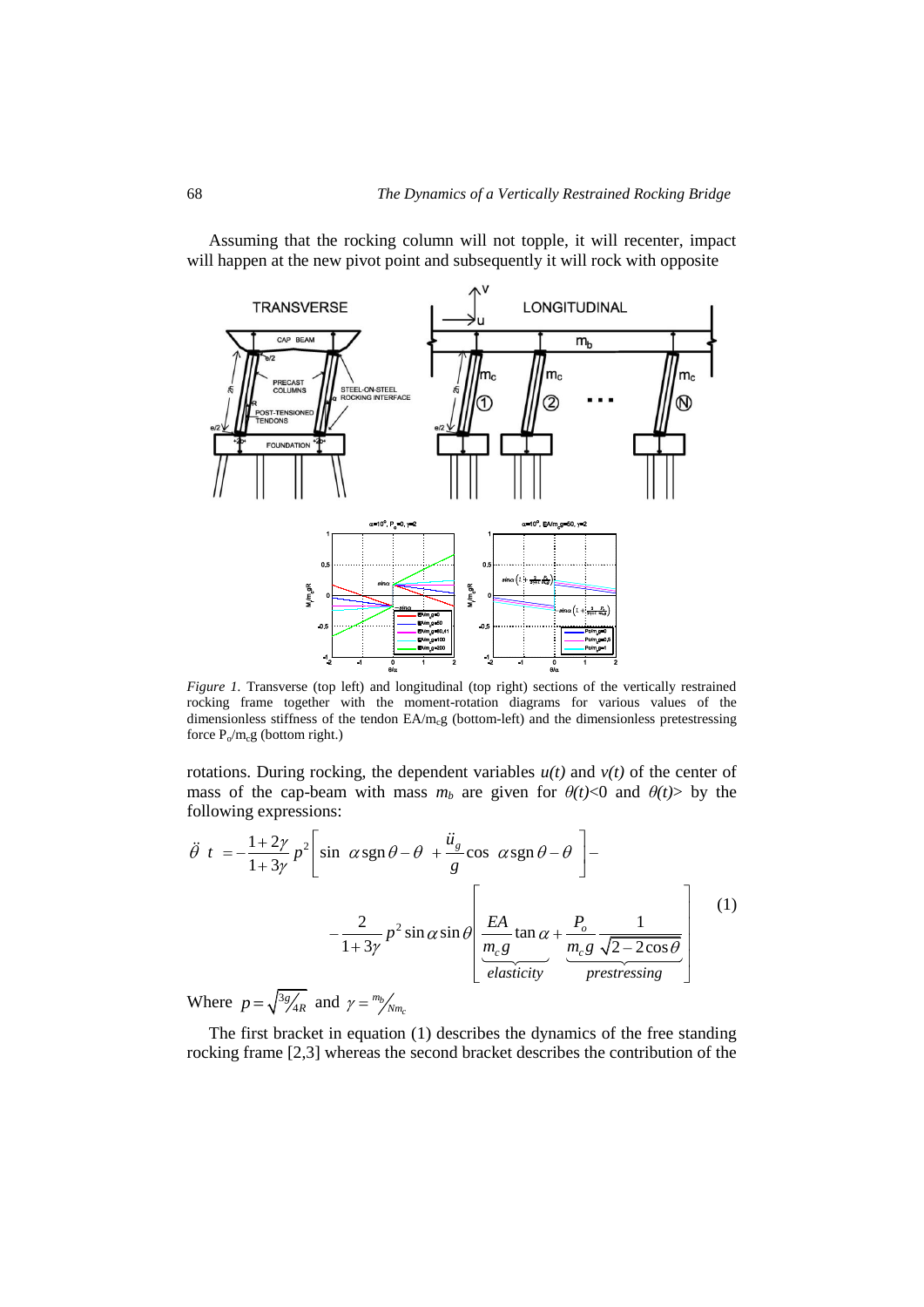Assuming that the rocking column will not topple, it will recenter, impact will happen at the new pivot point and subsequently it will rock with opposite

*Figure 1.* Transverse (top left) and longitudinal (top right) sections of the vertically restrained rocking frame together with the moment-rotation diagrams for various values of the dimensionless stiffness of the tendon $EA/m_c g$ (bottom-left) and the dimensionless pretestressing force $P_o/m_c g$ (bottom right.)

rotations. During rocking, the dependent variables $u(t)$ and $v(t)$ of the center of mass of the cap-beam with mass $m_b$ are given for $\theta(t)<0$ and $\theta(t)>$ by the following expressions:

$$\ddot{\theta}(t) = -\frac{1+2\gamma}{1+3\gamma} p^2 \left[ \sin(\alpha \operatorname{sgn}\theta - \theta) + \frac{\ddot{u}_g}{g} \cos(\alpha \operatorname{sgn}\theta - \theta) \right] - \\ - \frac{2}{1+3\gamma} p^2 \sin\alpha \sin\theta \left[ \underbrace{\frac{EA}{m_c g} \tan\alpha}_{elasticity} + \underbrace{\frac{P_o}{m_c g} \frac{1}{\sqrt{2-2\cos\theta}}}_{prestressing} \right] \tag{1}$$

Where $p = \sqrt{3g/4R}$ and $\gamma = m_b/Nm_c$

The first bracket in equation (1) describes the dynamics of the free standing rocking frame [2,3] whereas the second bracket describes the contribution of the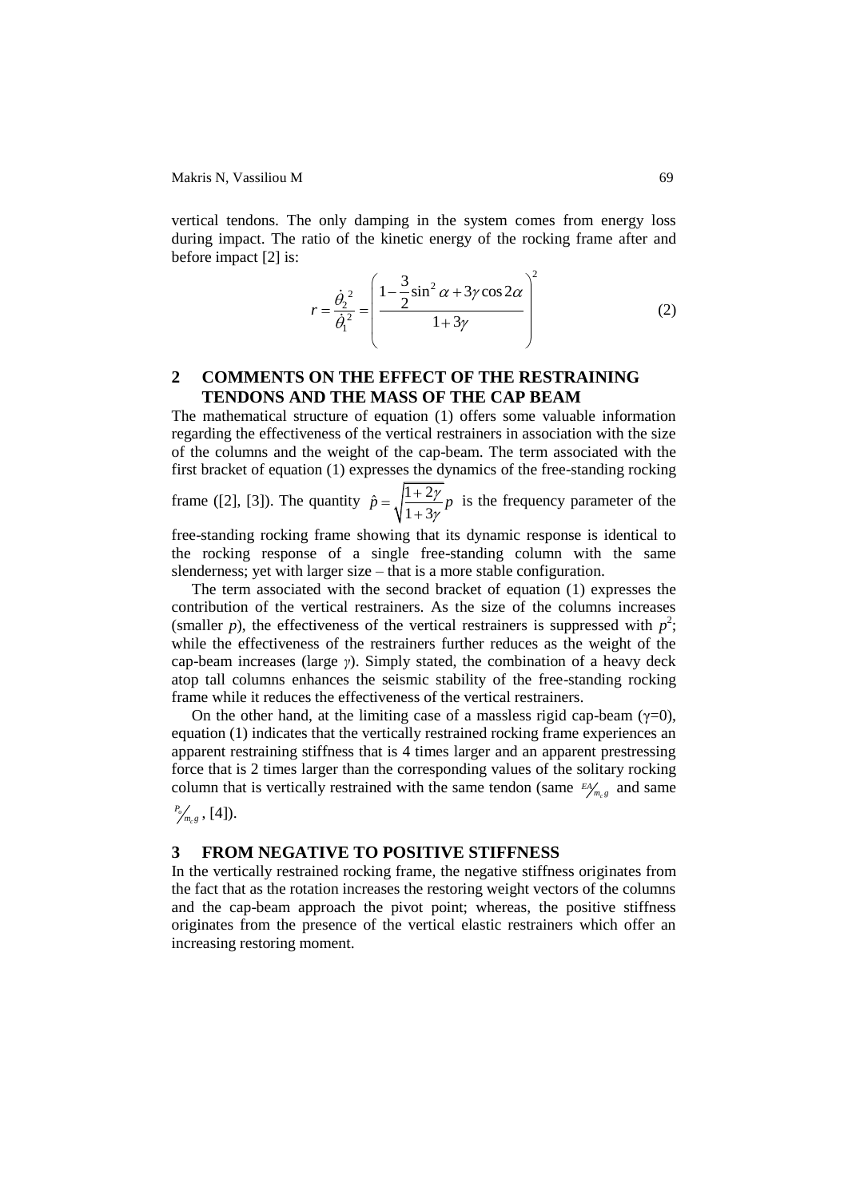vertical tendons. The only damping in the system comes from energy loss during impact. The ratio of the kinetic energy of the rocking frame after and before impact [2] is:

$$r = \frac{\dot{\theta}_2^2}{\dot{\theta}_1^2} = \left( \frac{1 - \dfrac{3}{2}\sin^2\alpha + 3\gamma\cos 2\alpha}{1 + 3\gamma} \right)^2 \tag{2}$$

## 2 COMMENTS ON THE EFFECT OF THE RESTRAINING TENDONS AND THE MASS OF THE CAP BEAM

The mathematical structure of equation (1) offers some valuable information regarding the effectiveness of the vertical restrainers in association with the size of the columns and the weight of the cap-beam. The term associated with the first bracket of equation (1) expresses the dynamics of the free-standing rocking frame ([2], [3]). The quantity $\hat{p} = \sqrt{\dfrac{1+2\gamma}{1+3\gamma}}\,p$ is the frequency parameter of the free-standing rocking frame showing that its dynamic response is identical to the rocking response of a single free-standing column with the same slenderness; yet with larger size – that is a more stable configuration.

The term associated with the second bracket of equation (1) expresses the contribution of the vertical restrainers. As the size of the columns increases (smaller $p$), the effectiveness of the vertical restrainers is suppressed with $p^2$; while the effectiveness of the restrainers further reduces as the weight of the cap-beam increases (large $\gamma$). Simply stated, the combination of a heavy deck atop tall columns enhances the seismic stability of the free-standing rocking frame while it reduces the effectiveness of the vertical restrainers.

On the other hand, at the limiting case of a massless rigid cap-beam ($\gamma$=0), equation (1) indicates that the vertically restrained rocking frame experiences an apparent restraining stiffness that is 4 times larger and an apparent prestressing force that is 2 times larger than the corresponding values of the solitary rocking column that is vertically restrained with the same tendon (same $EA/m_c g$ and same $P_0/m_c g$, [4]).

## 3 FROM NEGATIVE TO POSITIVE STIFFNESS

In the vertically restrained rocking frame, the negative stiffness originates from the fact that as the rotation increases the restoring weight vectors of the columns and the cap-beam approach the pivot point; whereas, the positive stiffness originates from the presence of the vertical elastic restrainers which offer an increasing restoring moment.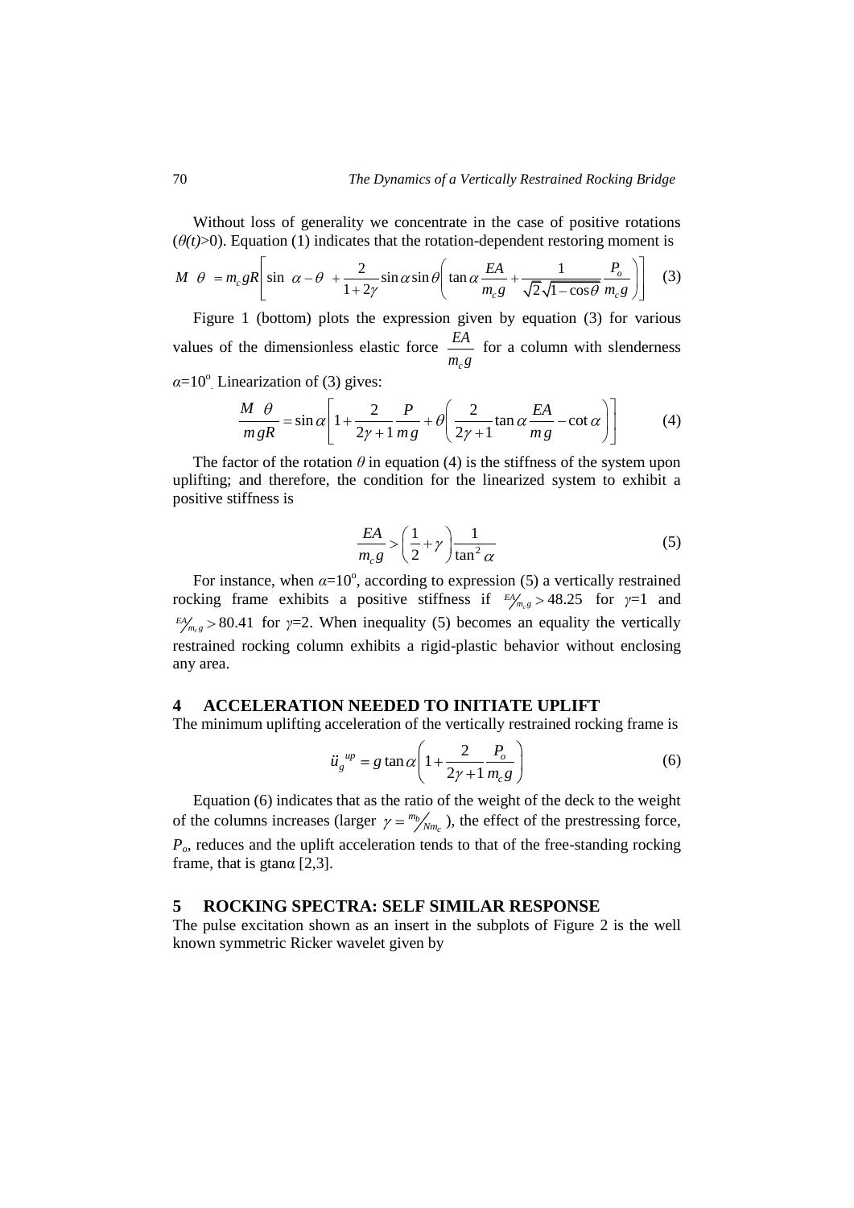Without loss of generality we concentrate in the case of positive rotations ($\theta(t)$>0). Equation (1) indicates that the rotation-dependent restoring moment is

$$M\left(\theta\right)=m_c gR\left[\sin\left(\alpha-\theta\right)+\frac{2}{1+2\gamma}\sin\alpha\sin\theta\left(\tan\alpha\frac{EA}{m_c g}+\frac{1}{\sqrt{2}\sqrt{1-\cos\theta}}\frac{P_o}{m_c g}\right)\right] \quad (3)$$

Figure 1 (bottom) plots the expression given by equation (3) for various values of the dimensionless elastic force $\frac{EA}{m_c g}$ for a column with slenderness $\alpha$=10°. Linearization of (3) gives:

$$\frac{M\left(\theta\right)}{m\,gR}=\sin\alpha\left[1+\frac{2}{2\gamma+1}\frac{P}{m\,g}+\theta\left(\frac{2}{2\gamma+1}\tan\alpha\frac{EA}{m\,g}-\cot\alpha\right)\right] \quad (4)$$

The factor of the rotation $\theta$ in equation (4) is the stiffness of the system upon uplifting; and therefore, the condition for the linearized system to exhibit a positive stiffness is

$$\frac{EA}{m_c g}>\left(\frac{1}{2}+\gamma\right)\frac{1}{\tan^2\alpha} \quad (5)$$

For instance, when $\alpha$=10°, according to expression (5) a vertically restrained rocking frame exhibits a positive stiffness if $EA/m_c g > 48.25$ for $\gamma$=1 and $EA/m_c g > 80.41$ for $\gamma$=2. When inequality (5) becomes an equality the vertically restrained rocking column exhibits a rigid-plastic behavior without enclosing any area.

## 4 ACCELERATION NEEDED TO INITIATE UPLIFT

The minimum uplifting acceleration of the vertically restrained rocking frame is

$$\ddot{u}_g^{\,up}=g\tan\alpha\left(1+\frac{2}{2\gamma+1}\frac{P_o}{m_c g}\right) \quad (6)$$

Equation (6) indicates that as the ratio of the weight of the deck to the weight of the columns increases (larger $\gamma = m_b/Nm_c$), the effect of the prestressing force, $P_o$, reduces and the uplift acceleration tends to that of the free-standing rocking frame, that is gtanα [2,3].

## 5 ROCKING SPECTRA: SELF SIMILAR RESPONSE

The pulse excitation shown as an insert in the subplots of Figure 2 is the well known symmetric Ricker wavelet given by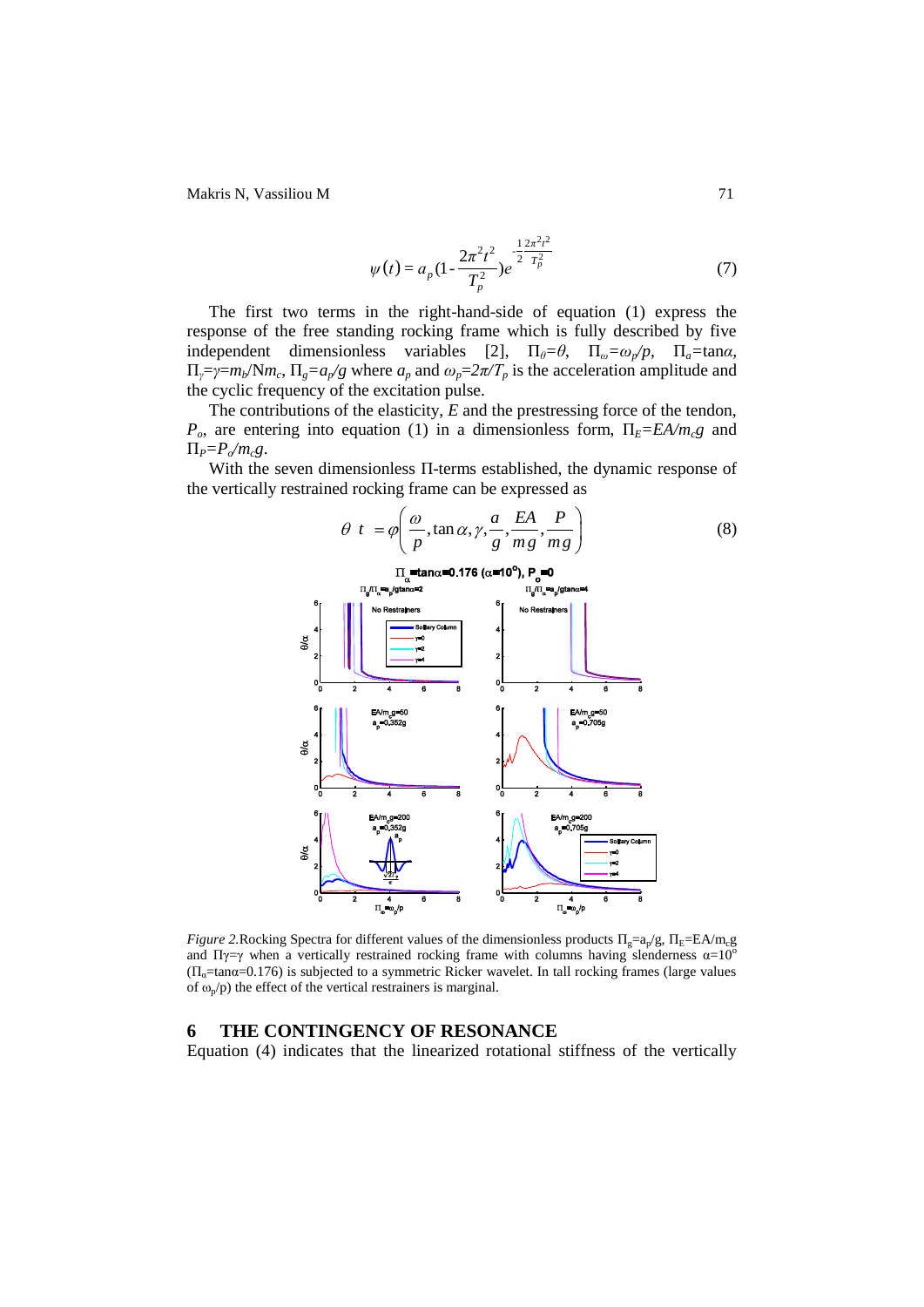$$\psi(t) = a_p(1 - \frac{2\pi^2 t^2}{T_p^2})e^{-\frac{1}{2}\frac{2\pi^2 t^2}{T_p^2}} \tag{7}$$

The first two terms in the right-hand-side of equation (1) express the response of the free standing rocking frame which is fully described by five independent dimensionless variables [2], $\Pi_\theta=\theta$, $\Pi_\omega=\omega_p/p$, $\Pi_a=\tan\alpha$, $\Pi_\gamma=\gamma=m_b/Nm_c$, $\Pi_g=a_p/g$ where $a_p$ and $\omega_p=2\pi/T_p$ is the acceleration amplitude and the cyclic frequency of the excitation pulse.

The contributions of the elasticity, $E$ and the prestressing force of the tendon, $P_o$, are entering into equation (1) in a dimensionless form, $\Pi_E=EA/m_c g$ and $\Pi_P=P_o/m_c g$.

With the seven dimensionless Π-terms established, the dynamic response of the vertically restrained rocking frame can be expressed as

$$\theta\ t\ = \varphi\left(\frac{\omega}{p}, \tan\alpha, \gamma, \frac{a}{g}, \frac{EA}{mg}, \frac{P}{mg}\right) \tag{8}$$

*Figure 2.* Rocking Spectra for different values of the dimensionless products $\Pi_g=a_p/g$, $\Pi_E=EA/m_c g$ and $\Pi\gamma=\gamma$ when a vertically restrained rocking frame with columns having slenderness $\alpha=10^o$ ($\Pi_\alpha=\tan\alpha=0.176$) is subjected to a symmetric Ricker wavelet. In tall rocking frames (large values of $\omega_p/p$) the effect of the vertical restrainers is marginal.

## 6 THE CONTINGENCY OF RESONANCE

Equation (4) indicates that the linearized rotational stiffness of the vertically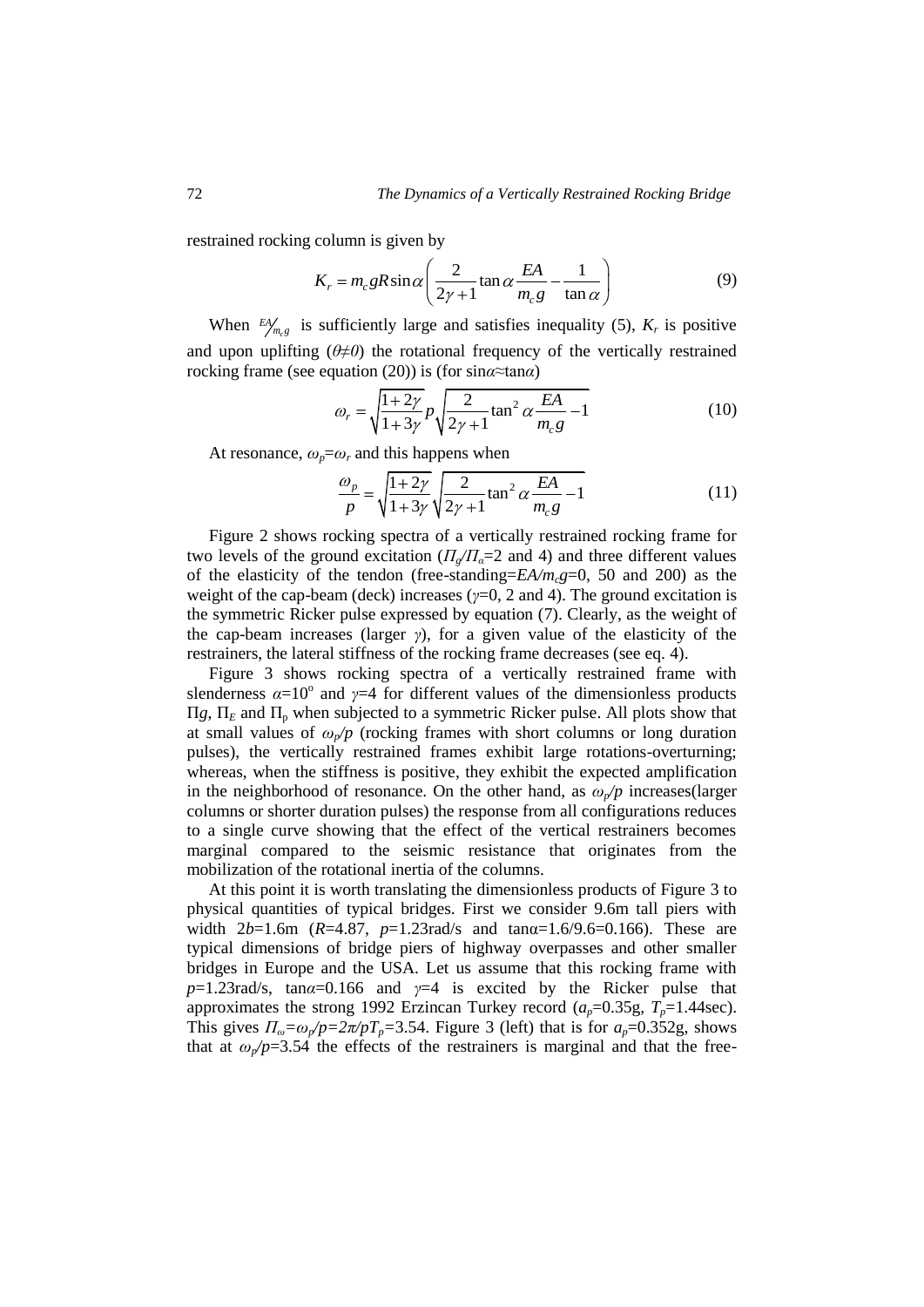restrained rocking column is given by

$$K_r = m_c g R \sin\alpha \left( \frac{2}{2\gamma+1} \tan\alpha \frac{EA}{m_c g} - \frac{1}{\tan\alpha} \right) \tag{9}$$

When ${}^{EA}\!/_{m_c g}$ is sufficiently large and satisfies inequality (5), $K_r$ is positive and upon uplifting ($\theta \neq 0$) the rotational frequency of the vertically restrained rocking frame (see equation (20)) is (for $\sin\alpha \approx \tan\alpha$)

$$\omega_r = \sqrt{\frac{1+2\gamma}{1+3\gamma}}\, p \sqrt{\frac{2}{2\gamma+1} \tan^2\alpha \frac{EA}{m_c g} - 1} \tag{10}$$

At resonance, $\omega_p = \omega_r$ and this happens when

$$\frac{\omega_p}{p} = \sqrt{\frac{1+2\gamma}{1+3\gamma}} \sqrt{\frac{2}{2\gamma+1} \tan^2\alpha \frac{EA}{m_c g} - 1} \tag{11}$$

Figure 2 shows rocking spectra of a vertically restrained rocking frame for two levels of the ground excitation ($\Pi_g/\Pi_\alpha$=2 and 4) and three different values of the elasticity of the tendon (free-standing=$EA/m_c g$=0, 50 and 200) as the weight of the cap-beam (deck) increases ($\gamma$=0, 2 and 4). The ground excitation is the symmetric Ricker pulse expressed by equation (7). Clearly, as the weight of the cap-beam increases (larger $\gamma$), for a given value of the elasticity of the restrainers, the lateral stiffness of the rocking frame decreases (see eq. 4).

Figure 3 shows rocking spectra of a vertically restrained frame with slenderness $\alpha$=10° and $\gamma$=4 for different values of the dimensionless products $\Pi g$, $\Pi_E$ and $\Pi_p$ when subjected to a symmetric Ricker pulse. All plots show that at small values of $\omega_p/p$ (rocking frames with short columns or long duration pulses), the vertically restrained frames exhibit large rotations-overturning; whereas, when the stiffness is positive, they exhibit the expected amplification in the neighborhood of resonance. On the other hand, as $\omega_p/p$ increases(larger columns or shorter duration pulses) the response from all configurations reduces to a single curve showing that the effect of the vertical restrainers becomes marginal compared to the seismic resistance that originates from the mobilization of the rotational inertia of the columns.

At this point it is worth translating the dimensionless products of Figure 3 to physical quantities of typical bridges. First we consider 9.6m tall piers with width 2$b$=1.6m ($R$=4.87, $p$=1.23rad/s and tanα=1.6/9.6=0.166). These are typical dimensions of bridge piers of highway overpasses and other smaller bridges in Europe and the USA. Let us assume that this rocking frame with $p$=1.23rad/s, tan$\alpha$=0.166 and $\gamma$=4 is excited by the Ricker pulse that approximates the strong 1992 Erzincan Turkey record ($a_p$=0.35g, $T_p$=1.44sec). This gives $\Pi_\omega = \omega_p/p = 2\pi/pT_p$=3.54. Figure 3 (left) that is for $a_p$=0.352g, shows that at $\omega_p/p$=3.54 the effects of the restrainers is marginal and that the free-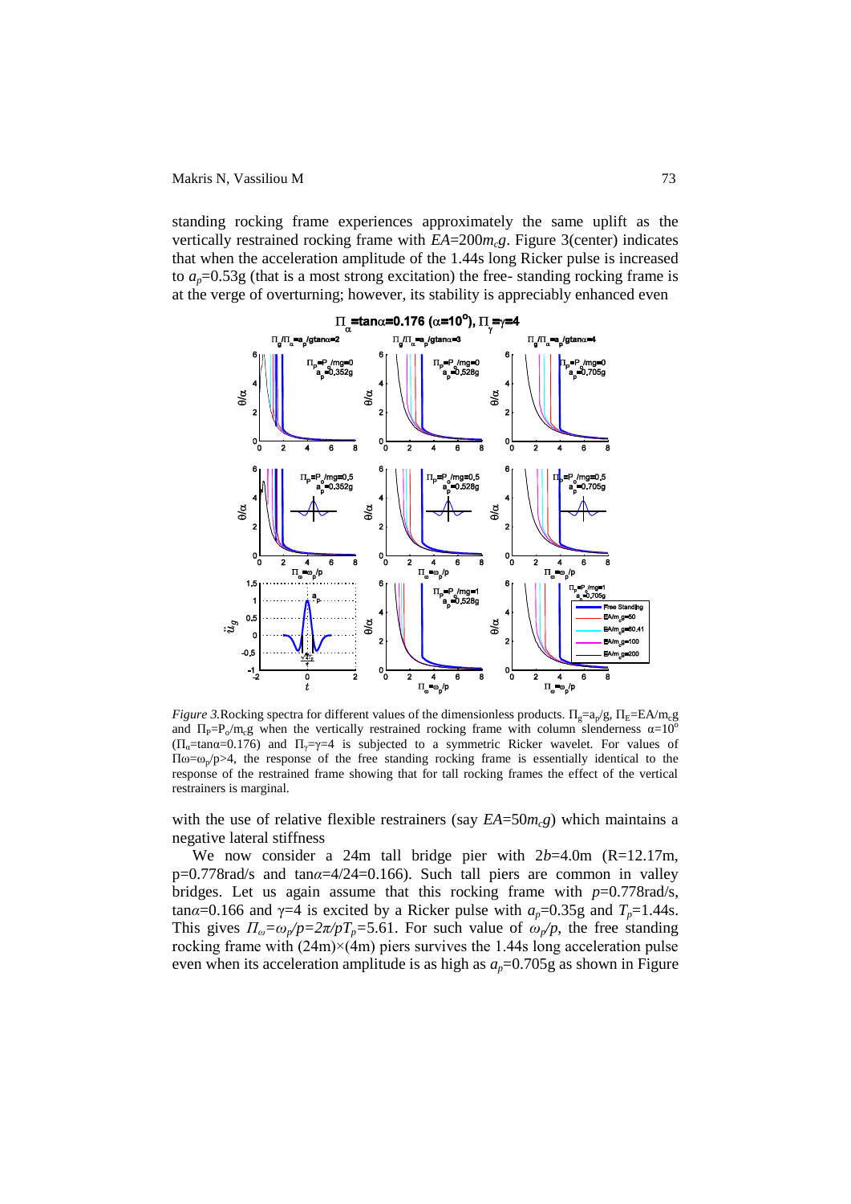standing rocking frame experiences approximately the same uplift as the vertically restrained rocking frame with $EA$=200$m_c g$. Figure 3(center) indicates that when the acceleration amplitude of the 1.44s long Ricker pulse is increased to $a_p$=0.53g (that is a most strong excitation) the free- standing rocking frame is at the verge of overturning; however, its stability is appreciably enhanced even

*Figure 3.*Rocking spectra for different values of the dimensionless products. $\Pi_g$=$a_p$/g, $\Pi_E$=EA/$m_c$g and $\Pi_P$=$P_o$/$m_c$g when the vertically restrained rocking frame with column slenderness $\alpha$=10$^o$ ($\Pi_\alpha$=tan$\alpha$=0.176) and $\Pi_\gamma$=$\gamma$=4 is subjected to a symmetric Ricker wavelet. For values of $\Pi\omega$=$\omega_p$/p>4, the response of the free standing rocking frame is essentially identical to the response of the restrained frame showing that for tall rocking frames the effect of the vertical restrainers is marginal.

with the use of relative flexible restrainers (say $EA$=50$m_c g$) which maintains a negative lateral stiffness

We now consider a 24m tall bridge pier with 2$b$=4.0m (R=12.17m, p=0.778rad/s and tan$\alpha$=4/24=0.166). Such tall piers are common in valley bridges. Let us again assume that this rocking frame with $p$=0.778rad/s, tan$\alpha$=0.166 and $\gamma$=4 is excited by a Ricker pulse with $a_p$=0.35g and $T_p$=1.44s. This gives $\Pi_\omega$=$\omega_p$/$p$=2$\pi$/$pT_p$=5.61. For such value of $\omega_p$/$p$, the free standing rocking frame with (24m)×(4m) piers survives the 1.44s long acceleration pulse even when its acceleration amplitude is as high as $a_p$=0.705g as shown in Figure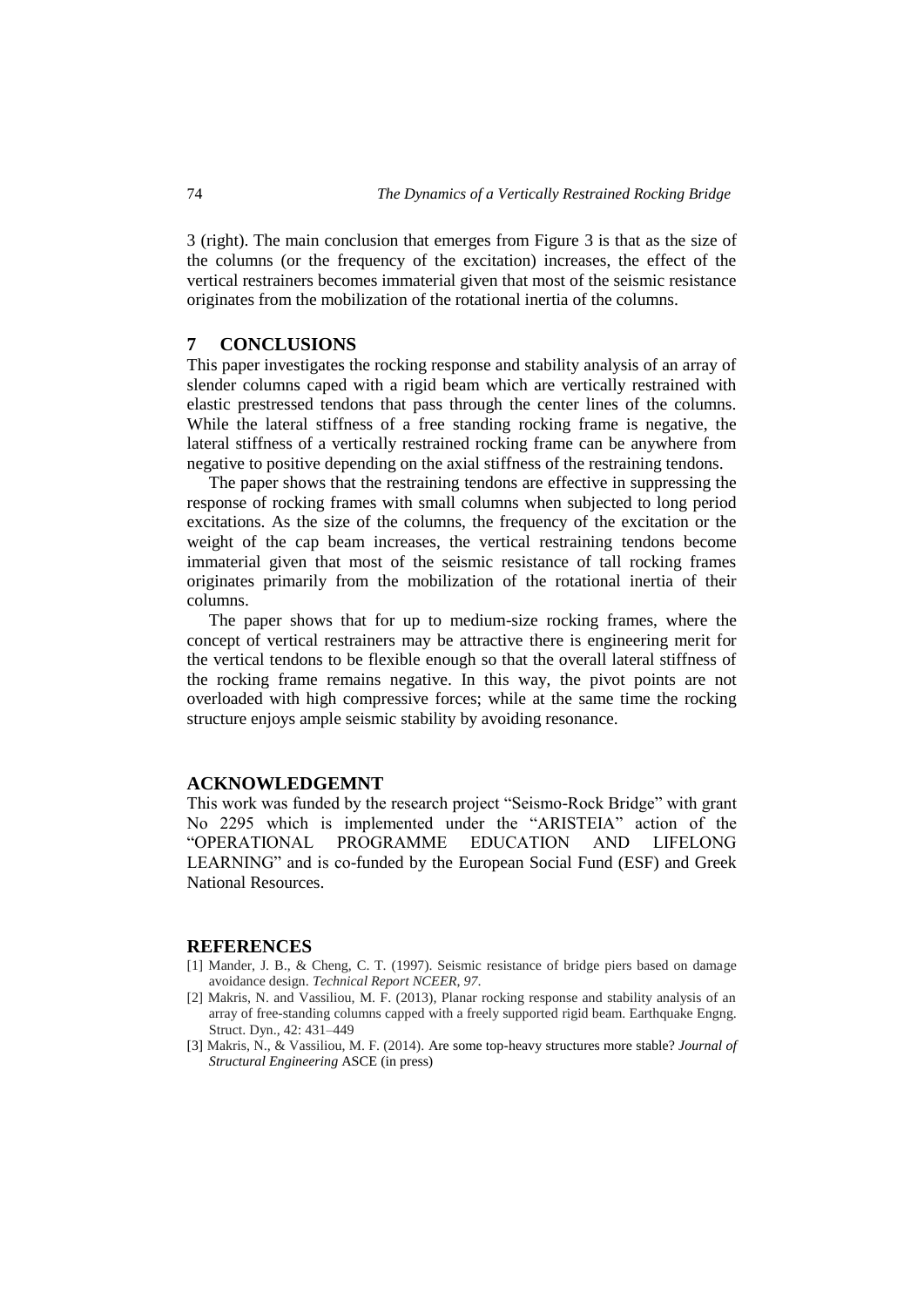3 (right). The main conclusion that emerges from Figure 3 is that as the size of the columns (or the frequency of the excitation) increases, the effect of the vertical restrainers becomes immaterial given that most of the seismic resistance originates from the mobilization of the rotational inertia of the columns.

## 7 CONCLUSIONS

This paper investigates the rocking response and stability analysis of an array of slender columns caped with a rigid beam which are vertically restrained with elastic prestressed tendons that pass through the center lines of the columns. While the lateral stiffness of a free standing rocking frame is negative, the lateral stiffness of a vertically restrained rocking frame can be anywhere from negative to positive depending on the axial stiffness of the restraining tendons.

The paper shows that the restraining tendons are effective in suppressing the response of rocking frames with small columns when subjected to long period excitations. As the size of the columns, the frequency of the excitation or the weight of the cap beam increases, the vertical restraining tendons become immaterial given that most of the seismic resistance of tall rocking frames originates primarily from the mobilization of the rotational inertia of their columns.

The paper shows that for up to medium-size rocking frames, where the concept of vertical restrainers may be attractive there is engineering merit for the vertical tendons to be flexible enough so that the overall lateral stiffness of the rocking frame remains negative. In this way, the pivot points are not overloaded with high compressive forces; while at the same time the rocking structure enjoys ample seismic stability by avoiding resonance.

## ACKNOWLEDGEMNT

This work was funded by the research project "Seismo-Rock Bridge" with grant No 2295 which is implemented under the "ARISTEIA" action of the "OPERATIONAL PROGRAMME EDUCATION AND LIFELONG LEARNING" and is co-funded by the European Social Fund (ESF) and Greek National Resources.

## REFERENCES

[1] Mander, J. B., & Cheng, C. T. (1997). Seismic resistance of bridge piers based on damage avoidance design. *Technical Report NCEER, 97.*

[2] Makris, N. and Vassiliou, M. F. (2013), Planar rocking response and stability analysis of an array of free-standing columns capped with a freely supported rigid beam. Earthquake Engng. Struct. Dyn., 42: 431–449

[3] Makris, N., & Vassiliou, M. F. (2014). Are some top-heavy structures more stable? *Journal of Structural Engineering* ASCE (in press)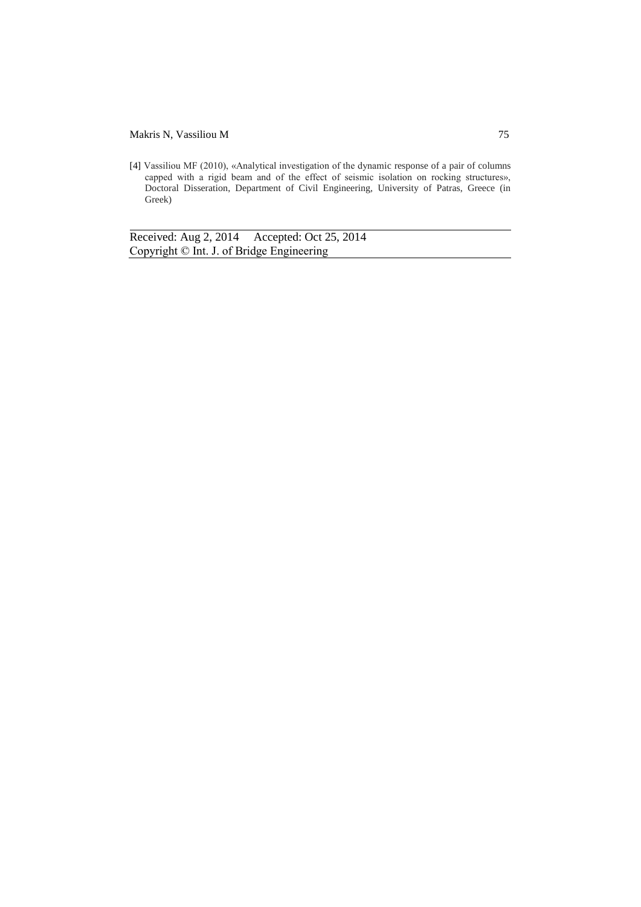[4] Vassiliou MF (2010), «Analytical investigation of the dynamic response of a pair of columns capped with a rigid beam and of the effect of seismic isolation on rocking structures», Doctoral Disseration, Department of Civil Engineering, University of Patras, Greece (in Greek)

Received: Aug 2, 2014   Accepted: Oct 25, 2014
Copyright © Int. J. of Bridge Engineering